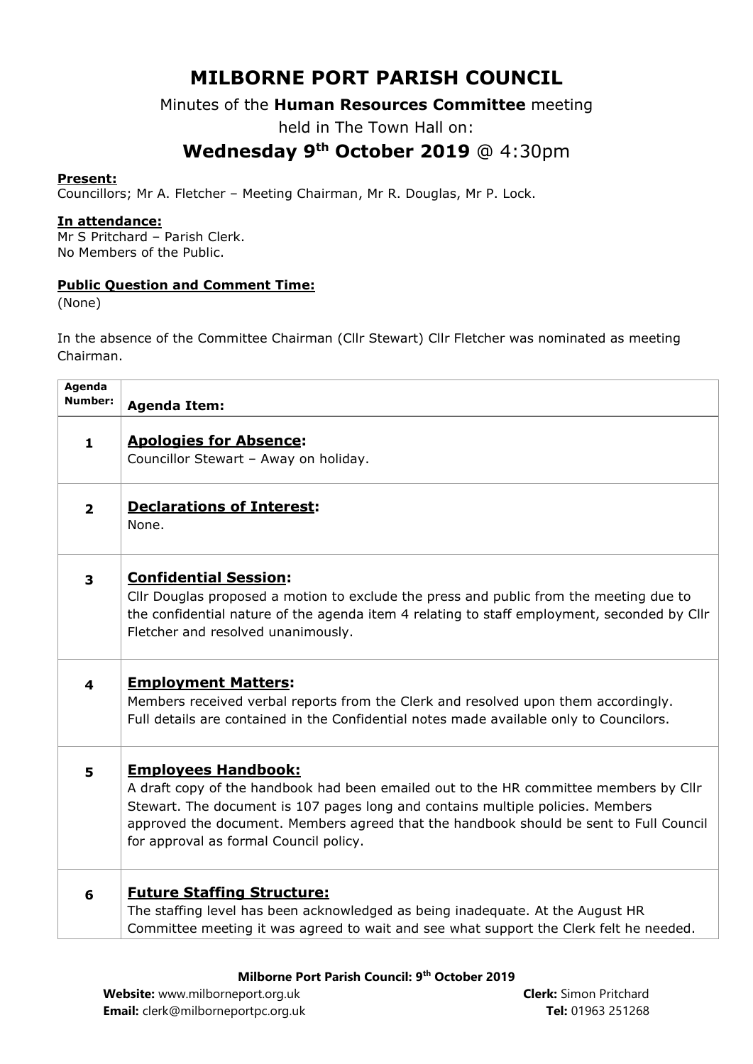# MILBORNE PORT PARISH COUNCIL

Minutes of the **Human Resources Committee** meeting

held in The Town Hall on:

## Wednesday 9th October 2019 @ 4:30pm

**Present:**
Councillors; Mr A. Fletcher – Meeting Chairman, Mr R. Douglas, Mr P. Lock.

**In attendance:**
Mr S Pritchard – Parish Clerk.
No Members of the Public.

**Public Question and Comment Time:**
(None)

In the absence of the Committee Chairman (Cllr Stewart) Cllr Fletcher was nominated as meeting Chairman.

| Agenda Number: | Agenda Item: |
|---|---|
| 1 | **Apologies for Absence:** Councillor Stewart – Away on holiday. |
| 2 | **Declarations of Interest:** None. |
| 3 | **Confidential Session:** Cllr Douglas proposed a motion to exclude the press and public from the meeting due to the confidential nature of the agenda item 4 relating to staff employment, seconded by Cllr Fletcher and resolved unanimously. |
| 4 | **Employment Matters:** Members received verbal reports from the Clerk and resolved upon them accordingly. Full details are contained in the Confidential notes made available only to Councilors. |
| 5 | **Employees Handbook:** A draft copy of the handbook had been emailed out to the HR committee members by Cllr Stewart. The document is 107 pages long and contains multiple policies. Members approved the document. Members agreed that the handbook should be sent to Full Council for approval as formal Council policy. |
| 6 | **Future Staffing Structure:** The staffing level has been acknowledged as being inadequate. At the August HR Committee meeting it was agreed to wait and see what support the Clerk felt he needed. |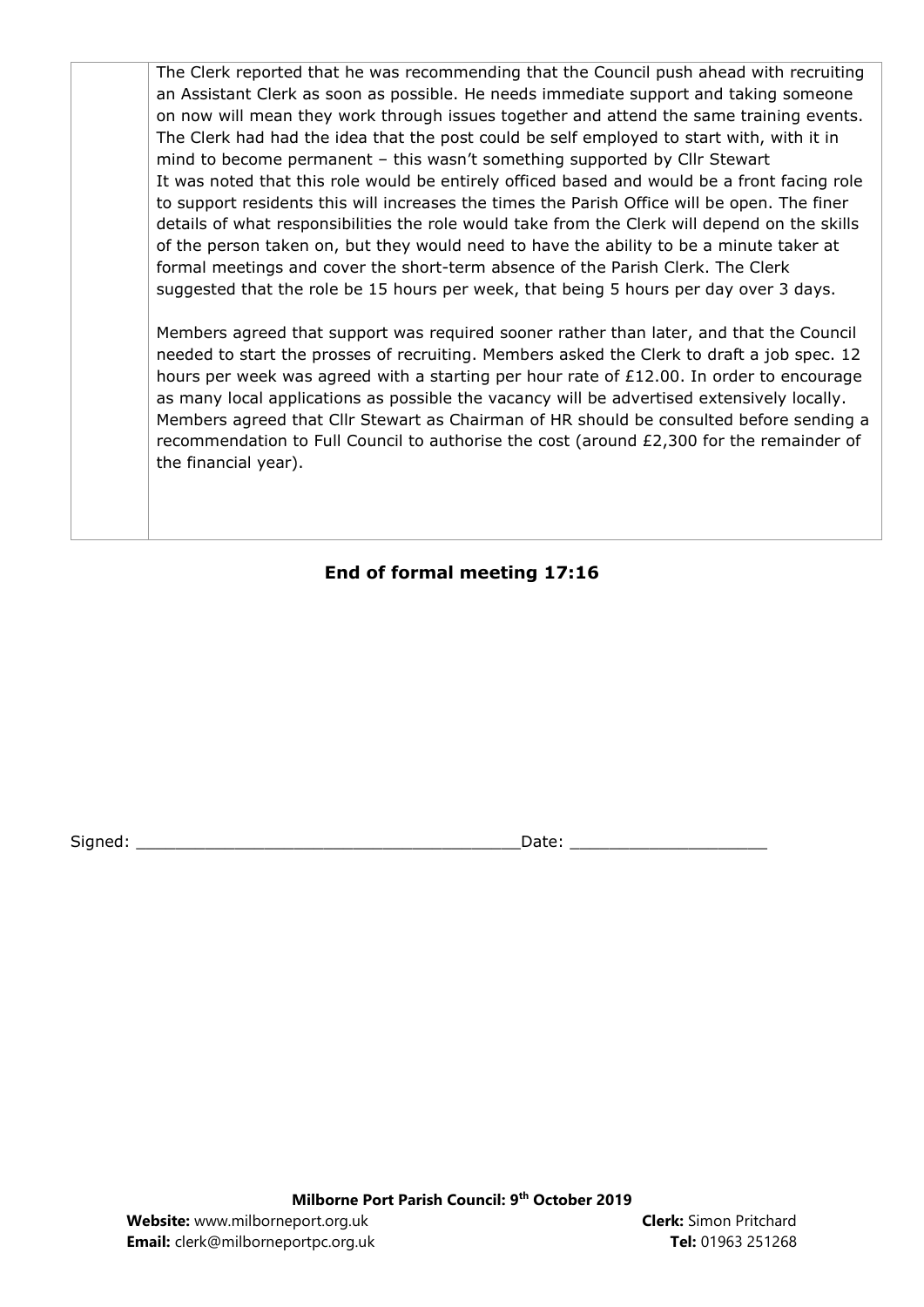| | |
|---|---|
| | The Clerk reported that he was recommending that the Council push ahead with recruiting an Assistant Clerk as soon as possible. He needs immediate support and taking someone on now will mean they work through issues together and attend the same training events. The Clerk had had the idea that the post could be self employed to start with, with it in mind to become permanent – this wasn't something supported by Cllr Stewart It was noted that this role would be entirely officed based and would be a front facing role to support residents this will increases the times the Parish Office will be open. The finer details of what responsibilities the role would take from the Clerk will depend on the skills of the person taken on, but they would need to have the ability to be a minute taker at formal meetings and cover the short-term absence of the Parish Clerk. The Clerk suggested that the role be 15 hours per week, that being 5 hours per day over 3 days.<br><br>Members agreed that support was required sooner rather than later, and that the Council needed to start the prosses of recruiting. Members asked the Clerk to draft a job spec. 12 hours per week was agreed with a starting per hour rate of £12.00. In order to encourage as many local applications as possible the vacancy will be advertised extensively locally. Members agreed that Cllr Stewart as Chairman of HR should be consulted before sending a recommendation to Full Council to authorise the cost (around £2,300 for the remainder of the financial year). |

**End of formal meeting 17:16**

Signed: ______________________________________Date: ___________________